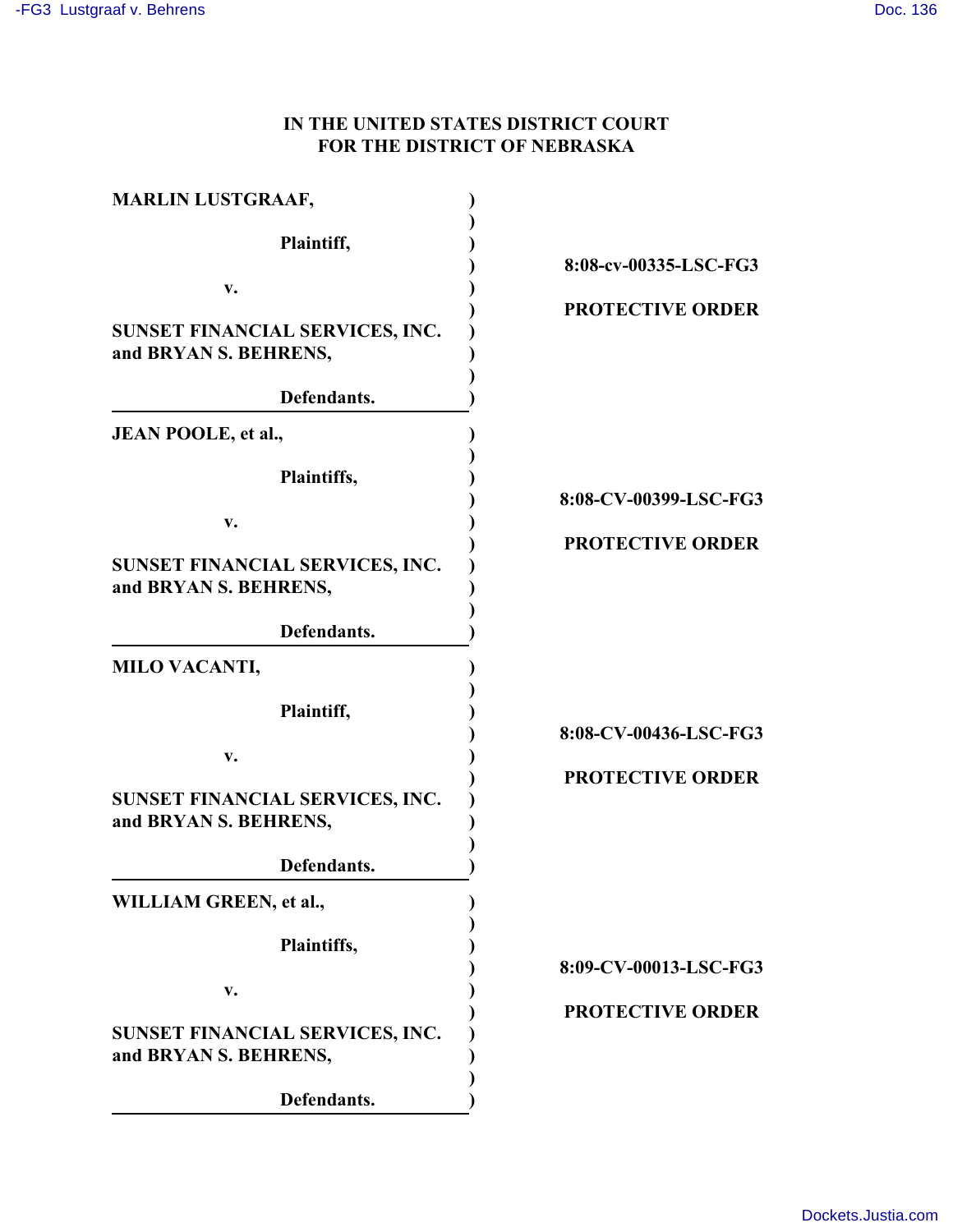# IN THE UNITED STATES DISTRICT COURT
# FOR THE DISTRICT OF NEBRASKA

| | | |
|---|---|---|
| **MARLIN LUSTGRAAF,**<br><br>**Plaintiff,**<br><br>**v.**<br><br>**SUNSET FINANCIAL SERVICES, INC. and BRYAN S. BEHRENS,**<br><br>**Defendants.** | ) | **8:08-cv-00335-LSC-FG3**<br><br>**PROTECTIVE ORDER** |
| **JEAN POOLE, et al.,**<br><br>**Plaintiffs,**<br><br>**v.**<br><br>**SUNSET FINANCIAL SERVICES, INC. and BRYAN S. BEHRENS,**<br><br>**Defendants.** | ) | **8:08-CV-00399-LSC-FG3**<br><br>**PROTECTIVE ORDER** |
| **MILO VACANTI,**<br><br>**Plaintiff,**<br><br>**v.**<br><br>**SUNSET FINANCIAL SERVICES, INC. and BRYAN S. BEHRENS,**<br><br>**Defendants.** | ) | **8:08-CV-00436-LSC-FG3**<br><br>**PROTECTIVE ORDER** |
| **WILLIAM GREEN, et al.,**<br><br>**Plaintiffs,**<br><br>**v.**<br><br>**SUNSET FINANCIAL SERVICES, INC. and BRYAN S. BEHRENS,**<br><br>**Defendants.** | ) | **8:09-CV-00013-LSC-FG3**<br><br>**PROTECTIVE ORDER** |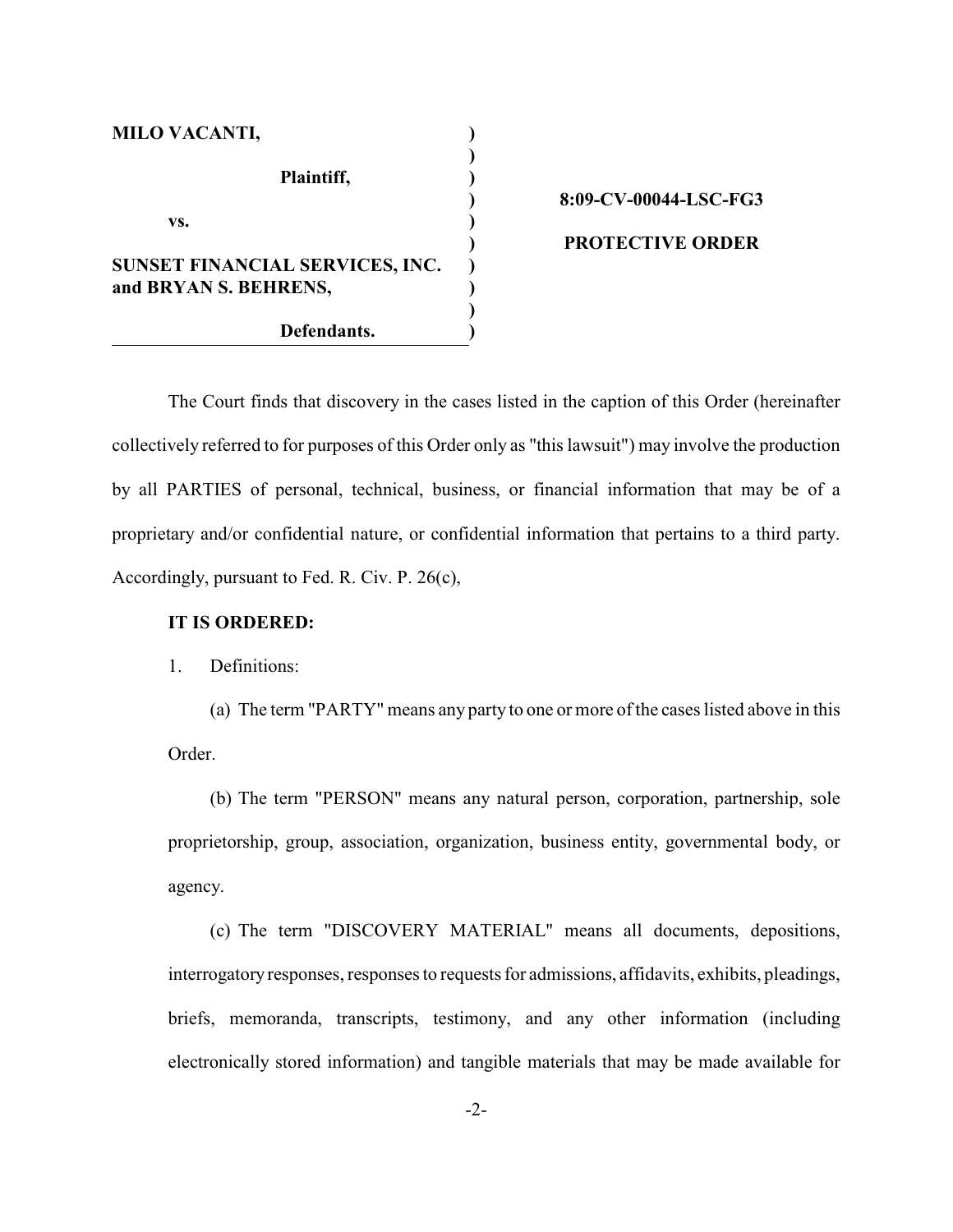**MILO VACANTI,**

**Plaintiff,**

**vs.**

**SUNSET FINANCIAL SERVICES, INC. and BRYAN S. BEHRENS,**

**Defendants.**

**8:09-CV-00044-LSC-FG3**

**PROTECTIVE ORDER**

The Court finds that discovery in the cases listed in the caption of this Order (hereinafter collectively referred to for purposes of this Order only as "this lawsuit") may involve the production by all PARTIES of personal, technical, business, or financial information that may be of a proprietary and/or confidential nature, or confidential information that pertains to a third party. Accordingly, pursuant to Fed. R. Civ. P. 26(c),

**IT IS ORDERED:**

1. Definitions:

(a) The term "PARTY" means any party to one or more of the cases listed above in this Order.

(b) The term "PERSON" means any natural person, corporation, partnership, sole proprietorship, group, association, organization, business entity, governmental body, or agency.

(c) The term "DISCOVERY MATERIAL" means all documents, depositions, interrogatory responses, responses to requests for admissions, affidavits, exhibits, pleadings, briefs, memoranda, transcripts, testimony, and any other information (including electronically stored information) and tangible materials that may be made available for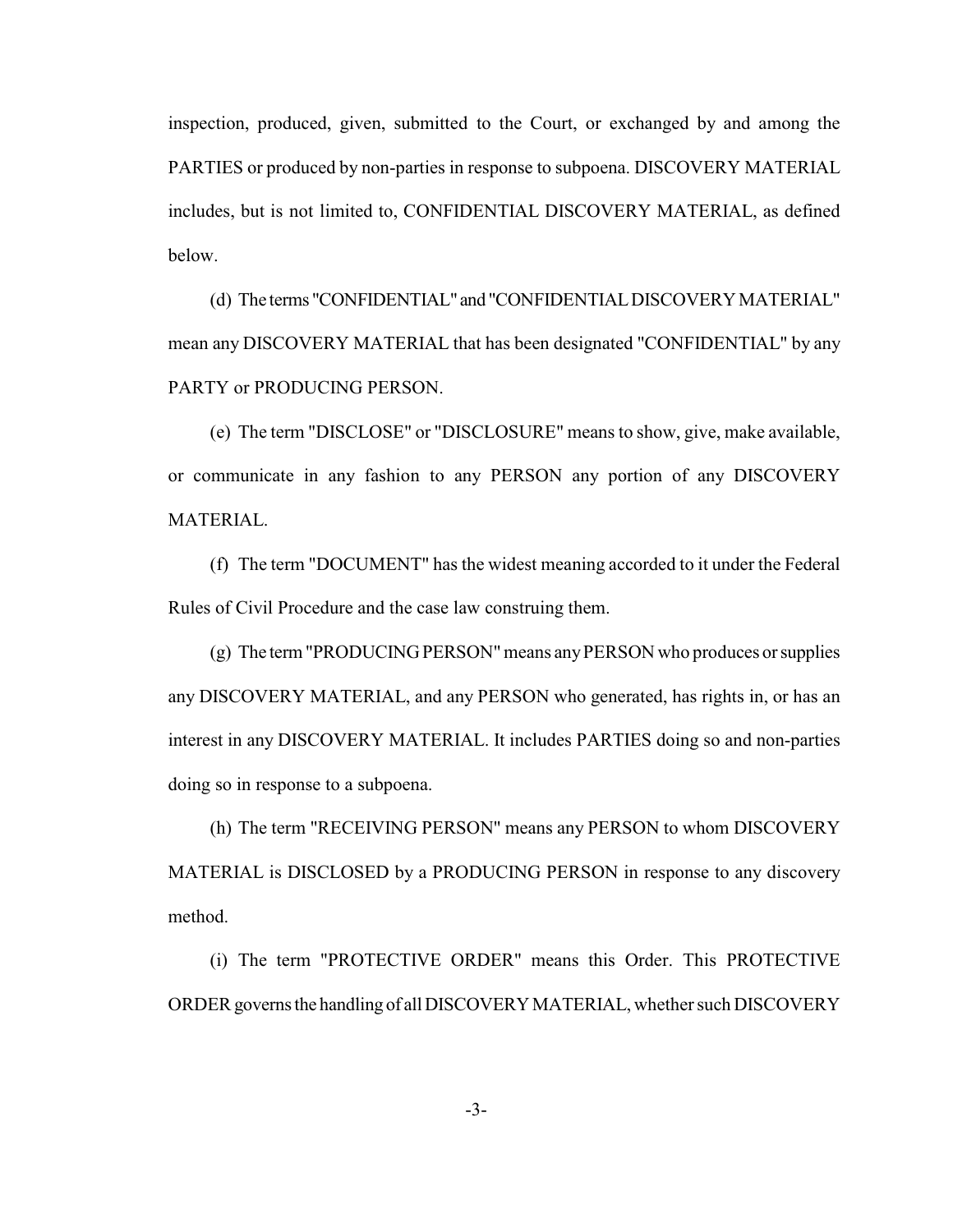inspection, produced, given, submitted to the Court, or exchanged by and among the PARTIES or produced by non-parties in response to subpoena. DISCOVERY MATERIAL includes, but is not limited to, CONFIDENTIAL DISCOVERY MATERIAL, as defined below.

(d) The terms "CONFIDENTIAL" and "CONFIDENTIAL DISCOVERY MATERIAL" mean any DISCOVERY MATERIAL that has been designated "CONFIDENTIAL" by any PARTY or PRODUCING PERSON.

(e) The term "DISCLOSE" or "DISCLOSURE" means to show, give, make available, or communicate in any fashion to any PERSON any portion of any DISCOVERY MATERIAL.

(f) The term "DOCUMENT" has the widest meaning accorded to it under the Federal Rules of Civil Procedure and the case law construing them.

(g) The term "PRODUCING PERSON" means any PERSON who produces or supplies any DISCOVERY MATERIAL, and any PERSON who generated, has rights in, or has an interest in any DISCOVERY MATERIAL. It includes PARTIES doing so and non-parties doing so in response to a subpoena.

(h) The term "RECEIVING PERSON" means any PERSON to whom DISCOVERY MATERIAL is DISCLOSED by a PRODUCING PERSON in response to any discovery method.

(i) The term "PROTECTIVE ORDER" means this Order. This PROTECTIVE ORDER governs the handling of all DISCOVERY MATERIAL, whether such DISCOVERY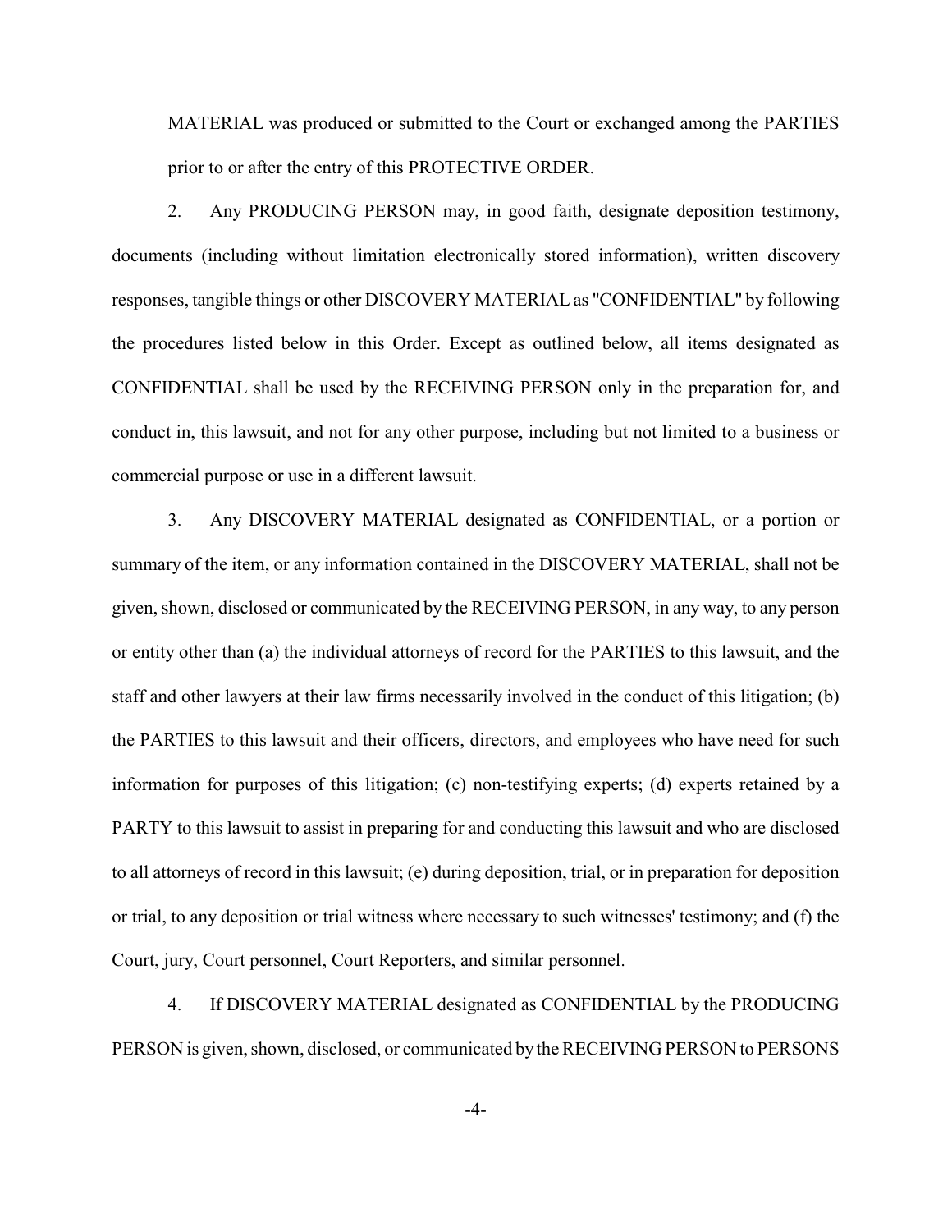MATERIAL was produced or submitted to the Court or exchanged among the PARTIES prior to or after the entry of this PROTECTIVE ORDER.

2. Any PRODUCING PERSON may, in good faith, designate deposition testimony, documents (including without limitation electronically stored information), written discovery responses, tangible things or other DISCOVERY MATERIAL as "CONFIDENTIAL" by following the procedures listed below in this Order. Except as outlined below, all items designated as CONFIDENTIAL shall be used by the RECEIVING PERSON only in the preparation for, and conduct in, this lawsuit, and not for any other purpose, including but not limited to a business or commercial purpose or use in a different lawsuit.

3. Any DISCOVERY MATERIAL designated as CONFIDENTIAL, or a portion or summary of the item, or any information contained in the DISCOVERY MATERIAL, shall not be given, shown, disclosed or communicated by the RECEIVING PERSON, in any way, to any person or entity other than (a) the individual attorneys of record for the PARTIES to this lawsuit, and the staff and other lawyers at their law firms necessarily involved in the conduct of this litigation; (b) the PARTIES to this lawsuit and their officers, directors, and employees who have need for such information for purposes of this litigation; (c) non-testifying experts; (d) experts retained by a PARTY to this lawsuit to assist in preparing for and conducting this lawsuit and who are disclosed to all attorneys of record in this lawsuit; (e) during deposition, trial, or in preparation for deposition or trial, to any deposition or trial witness where necessary to such witnesses' testimony; and (f) the Court, jury, Court personnel, Court Reporters, and similar personnel.

4. If DISCOVERY MATERIAL designated as CONFIDENTIAL by the PRODUCING PERSON is given, shown, disclosed, or communicated by the RECEIVING PERSON to PERSONS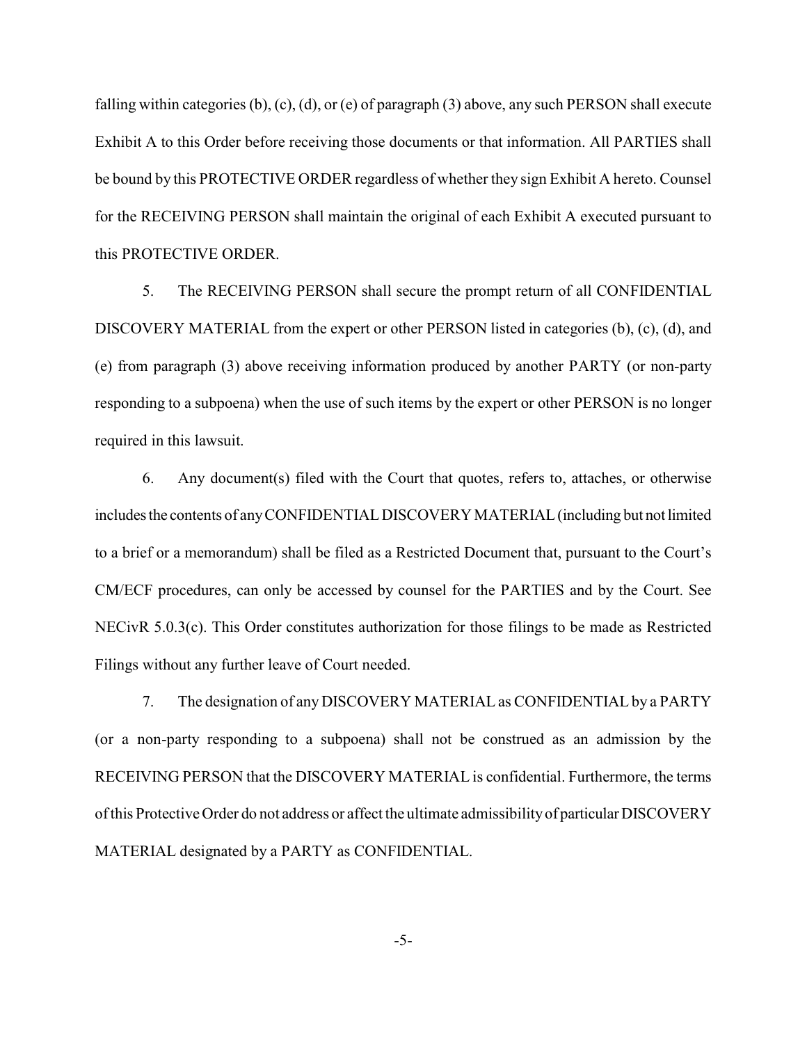falling within categories (b), (c), (d), or (e) of paragraph (3) above, any such PERSON shall execute Exhibit A to this Order before receiving those documents or that information. All PARTIES shall be bound by this PROTECTIVE ORDER regardless of whether they sign Exhibit A hereto. Counsel for the RECEIVING PERSON shall maintain the original of each Exhibit A executed pursuant to this PROTECTIVE ORDER.

5. The RECEIVING PERSON shall secure the prompt return of all CONFIDENTIAL DISCOVERY MATERIAL from the expert or other PERSON listed in categories (b), (c), (d), and (e) from paragraph (3) above receiving information produced by another PARTY (or non-party responding to a subpoena) when the use of such items by the expert or other PERSON is no longer required in this lawsuit.

6. Any document(s) filed with the Court that quotes, refers to, attaches, or otherwise includes the contents of any CONFIDENTIAL DISCOVERY MATERIAL (including but not limited to a brief or a memorandum) shall be filed as a Restricted Document that, pursuant to the Court's CM/ECF procedures, can only be accessed by counsel for the PARTIES and by the Court. See NECivR 5.0.3(c). This Order constitutes authorization for those filings to be made as Restricted Filings without any further leave of Court needed.

7. The designation of any DISCOVERY MATERIAL as CONFIDENTIAL by a PARTY (or a non-party responding to a subpoena) shall not be construed as an admission by the RECEIVING PERSON that the DISCOVERY MATERIAL is confidential. Furthermore, the terms of this Protective Order do not address or affect the ultimate admissibility of particular DISCOVERY MATERIAL designated by a PARTY as CONFIDENTIAL.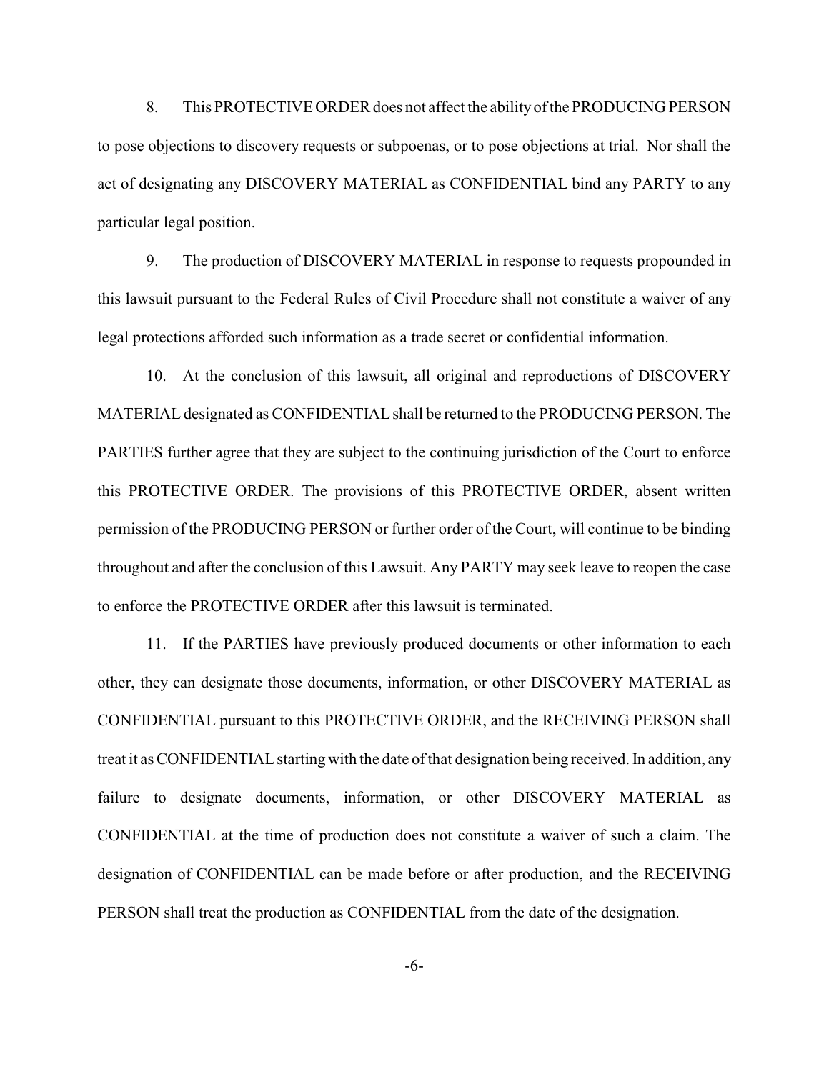8. This PROTECTIVE ORDER does not affect the ability of the PRODUCING PERSON to pose objections to discovery requests or subpoenas, or to pose objections at trial. Nor shall the act of designating any DISCOVERY MATERIAL as CONFIDENTIAL bind any PARTY to any particular legal position.

9. The production of DISCOVERY MATERIAL in response to requests propounded in this lawsuit pursuant to the Federal Rules of Civil Procedure shall not constitute a waiver of any legal protections afforded such information as a trade secret or confidential information.

10. At the conclusion of this lawsuit, all original and reproductions of DISCOVERY MATERIAL designated as CONFIDENTIAL shall be returned to the PRODUCING PERSON. The PARTIES further agree that they are subject to the continuing jurisdiction of the Court to enforce this PROTECTIVE ORDER. The provisions of this PROTECTIVE ORDER, absent written permission of the PRODUCING PERSON or further order of the Court, will continue to be binding throughout and after the conclusion of this Lawsuit. Any PARTY may seek leave to reopen the case to enforce the PROTECTIVE ORDER after this lawsuit is terminated.

11. If the PARTIES have previously produced documents or other information to each other, they can designate those documents, information, or other DISCOVERY MATERIAL as CONFIDENTIAL pursuant to this PROTECTIVE ORDER, and the RECEIVING PERSON shall treat it as CONFIDENTIAL starting with the date of that designation being received. In addition, any failure to designate documents, information, or other DISCOVERY MATERIAL as CONFIDENTIAL at the time of production does not constitute a waiver of such a claim. The designation of CONFIDENTIAL can be made before or after production, and the RECEIVING PERSON shall treat the production as CONFIDENTIAL from the date of the designation.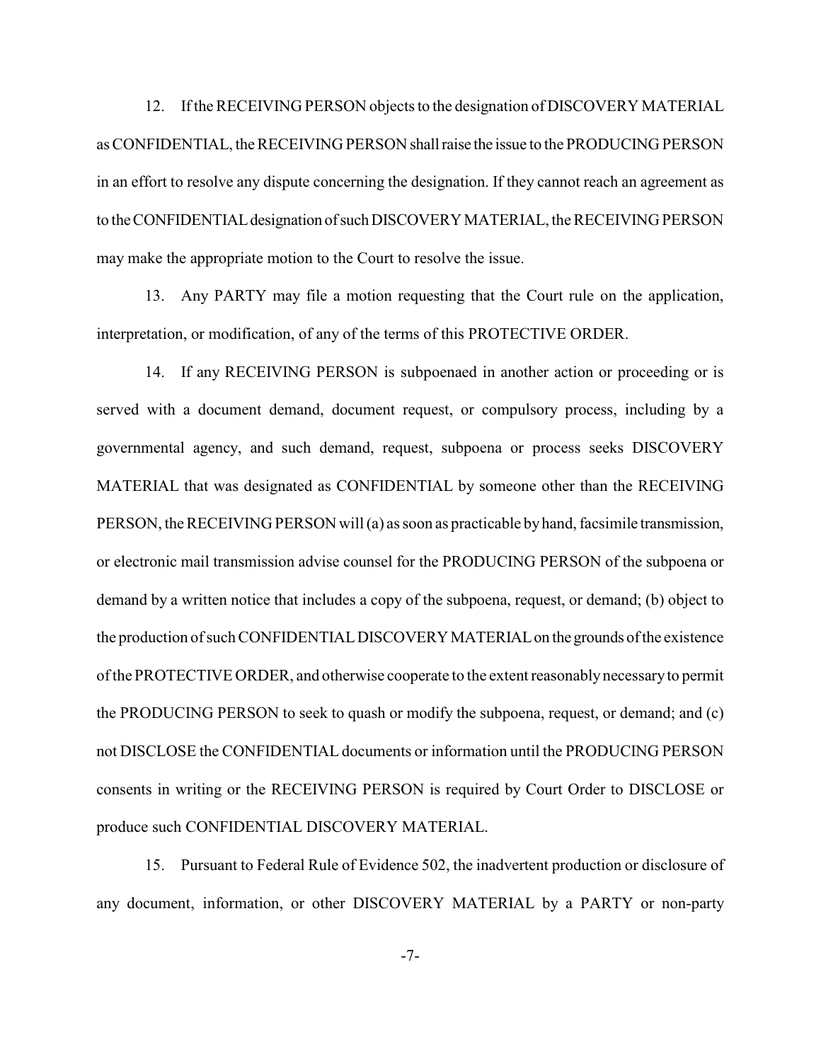12. If the RECEIVING PERSON objects to the designation of DISCOVERY MATERIAL as CONFIDENTIAL, the RECEIVING PERSON shall raise the issue to the PRODUCING PERSON in an effort to resolve any dispute concerning the designation. If they cannot reach an agreement as to the CONFIDENTIAL designation of such DISCOVERY MATERIAL, the RECEIVING PERSON may make the appropriate motion to the Court to resolve the issue.

13. Any PARTY may file a motion requesting that the Court rule on the application, interpretation, or modification, of any of the terms of this PROTECTIVE ORDER.

14. If any RECEIVING PERSON is subpoenaed in another action or proceeding or is served with a document demand, document request, or compulsory process, including by a governmental agency, and such demand, request, subpoena or process seeks DISCOVERY MATERIAL that was designated as CONFIDENTIAL by someone other than the RECEIVING PERSON, the RECEIVING PERSON will (a) as soon as practicable by hand, facsimile transmission, or electronic mail transmission advise counsel for the PRODUCING PERSON of the subpoena or demand by a written notice that includes a copy of the subpoena, request, or demand; (b) object to the production of such CONFIDENTIAL DISCOVERY MATERIAL on the grounds of the existence of the PROTECTIVE ORDER, and otherwise cooperate to the extent reasonably necessary to permit the PRODUCING PERSON to seek to quash or modify the subpoena, request, or demand; and (c) not DISCLOSE the CONFIDENTIAL documents or information until the PRODUCING PERSON consents in writing or the RECEIVING PERSON is required by Court Order to DISCLOSE or produce such CONFIDENTIAL DISCOVERY MATERIAL.

15. Pursuant to Federal Rule of Evidence 502, the inadvertent production or disclosure of any document, information, or other DISCOVERY MATERIAL by a PARTY or non-party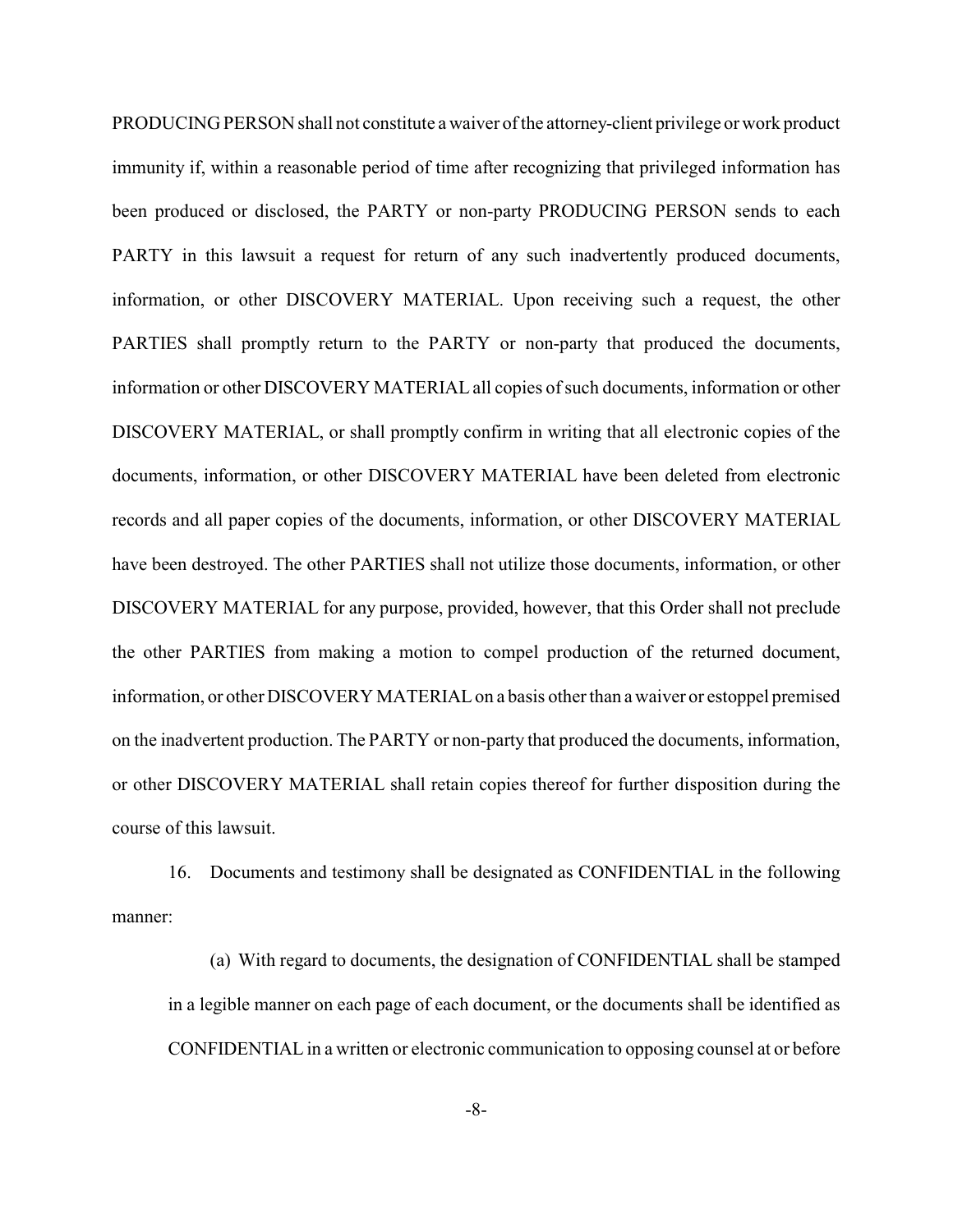PRODUCING PERSON shall not constitute a waiver of the attorney-client privilege or work product immunity if, within a reasonable period of time after recognizing that privileged information has been produced or disclosed, the PARTY or non-party PRODUCING PERSON sends to each PARTY in this lawsuit a request for return of any such inadvertently produced documents, information, or other DISCOVERY MATERIAL. Upon receiving such a request, the other PARTIES shall promptly return to the PARTY or non-party that produced the documents, information or other DISCOVERY MATERIAL all copies of such documents, information or other DISCOVERY MATERIAL, or shall promptly confirm in writing that all electronic copies of the documents, information, or other DISCOVERY MATERIAL have been deleted from electronic records and all paper copies of the documents, information, or other DISCOVERY MATERIAL have been destroyed. The other PARTIES shall not utilize those documents, information, or other DISCOVERY MATERIAL for any purpose, provided, however, that this Order shall not preclude the other PARTIES from making a motion to compel production of the returned document, information, or other DISCOVERY MATERIAL on a basis other than a waiver or estoppel premised on the inadvertent production. The PARTY or non-party that produced the documents, information, or other DISCOVERY MATERIAL shall retain copies thereof for further disposition during the course of this lawsuit.

16. Documents and testimony shall be designated as CONFIDENTIAL in the following manner:

(a) With regard to documents, the designation of CONFIDENTIAL shall be stamped in a legible manner on each page of each document, or the documents shall be identified as CONFIDENTIAL in a written or electronic communication to opposing counsel at or before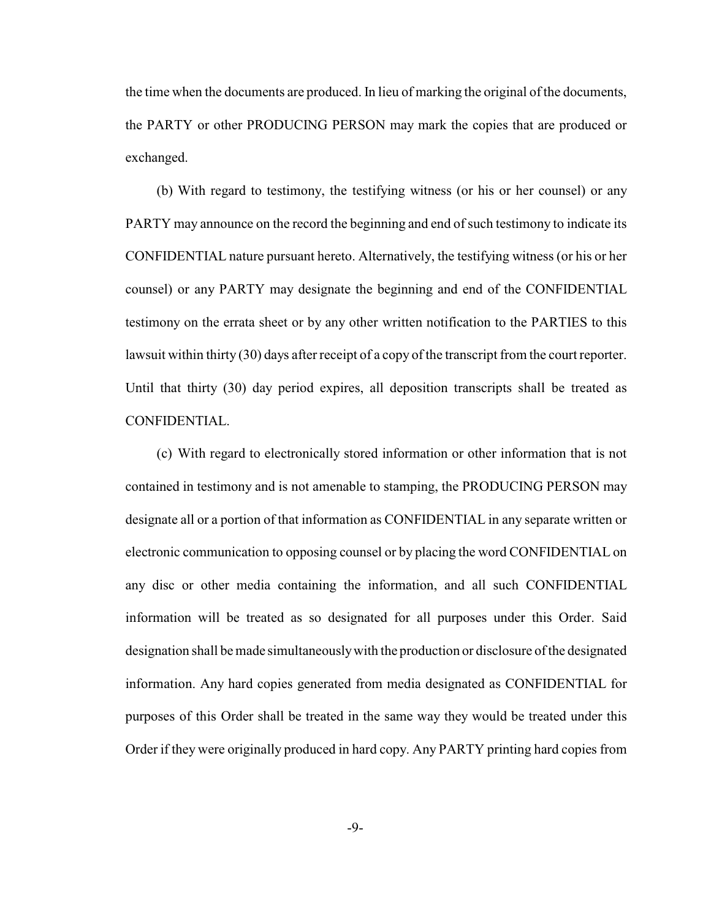the time when the documents are produced. In lieu of marking the original of the documents, the PARTY or other PRODUCING PERSON may mark the copies that are produced or exchanged.

(b) With regard to testimony, the testifying witness (or his or her counsel) or any PARTY may announce on the record the beginning and end of such testimony to indicate its CONFIDENTIAL nature pursuant hereto. Alternatively, the testifying witness (or his or her counsel) or any PARTY may designate the beginning and end of the CONFIDENTIAL testimony on the errata sheet or by any other written notification to the PARTIES to this lawsuit within thirty (30) days after receipt of a copy of the transcript from the court reporter. Until that thirty (30) day period expires, all deposition transcripts shall be treated as CONFIDENTIAL.

(c) With regard to electronically stored information or other information that is not contained in testimony and is not amenable to stamping, the PRODUCING PERSON may designate all or a portion of that information as CONFIDENTIAL in any separate written or electronic communication to opposing counsel or by placing the word CONFIDENTIAL on any disc or other media containing the information, and all such CONFIDENTIAL information will be treated as so designated for all purposes under this Order. Said designation shall be made simultaneously with the production or disclosure of the designated information. Any hard copies generated from media designated as CONFIDENTIAL for purposes of this Order shall be treated in the same way they would be treated under this Order if they were originally produced in hard copy. Any PARTY printing hard copies from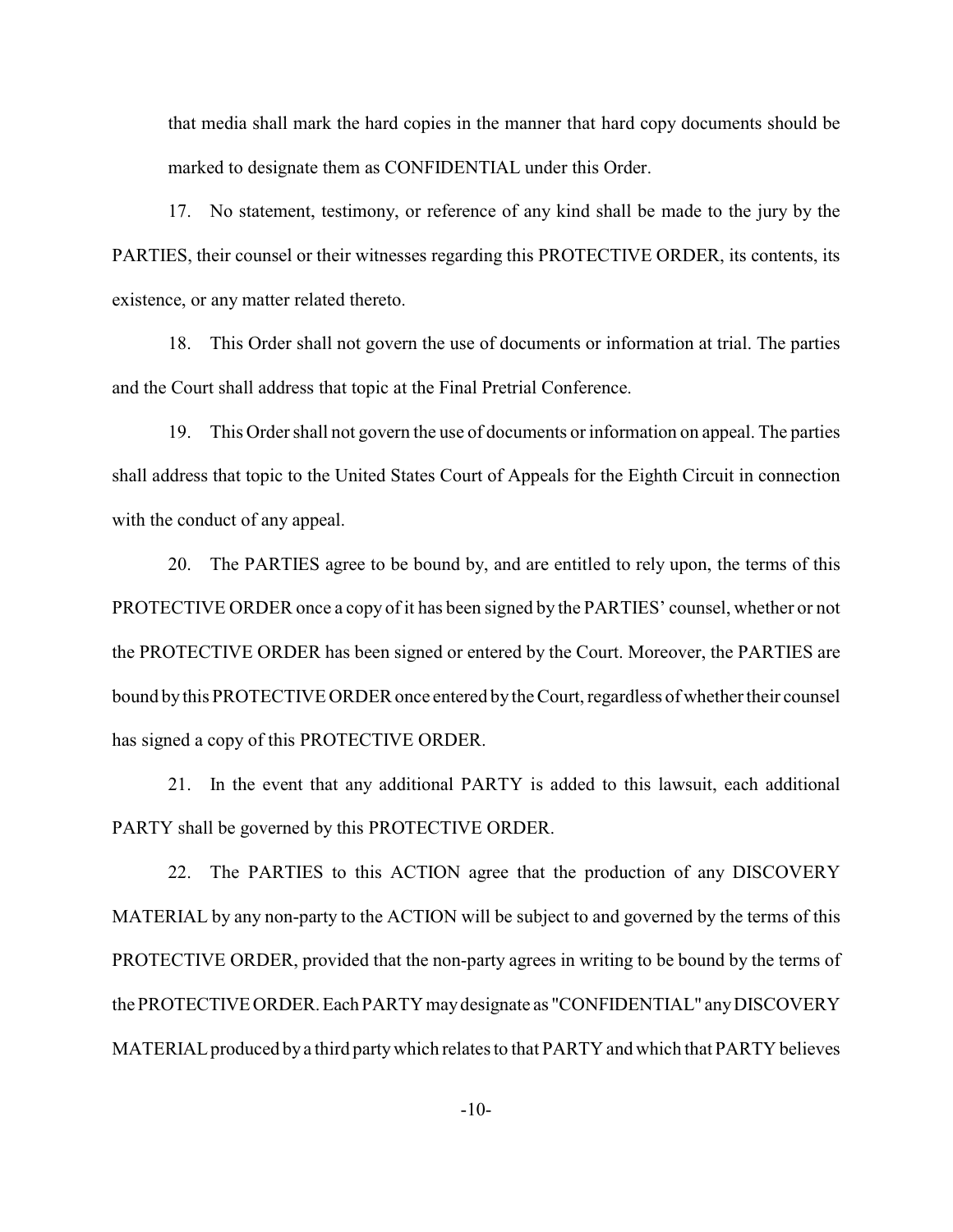that media shall mark the hard copies in the manner that hard copy documents should be marked to designate them as CONFIDENTIAL under this Order.

17. No statement, testimony, or reference of any kind shall be made to the jury by the PARTIES, their counsel or their witnesses regarding this PROTECTIVE ORDER, its contents, its existence, or any matter related thereto.

18. This Order shall not govern the use of documents or information at trial. The parties and the Court shall address that topic at the Final Pretrial Conference.

19. This Order shall not govern the use of documents or information on appeal. The parties shall address that topic to the United States Court of Appeals for the Eighth Circuit in connection with the conduct of any appeal.

20. The PARTIES agree to be bound by, and are entitled to rely upon, the terms of this PROTECTIVE ORDER once a copy of it has been signed by the PARTIES' counsel, whether or not the PROTECTIVE ORDER has been signed or entered by the Court. Moreover, the PARTIES are bound by this PROTECTIVE ORDER once entered by the Court, regardless of whether their counsel has signed a copy of this PROTECTIVE ORDER.

21. In the event that any additional PARTY is added to this lawsuit, each additional PARTY shall be governed by this PROTECTIVE ORDER.

22. The PARTIES to this ACTION agree that the production of any DISCOVERY MATERIAL by any non-party to the ACTION will be subject to and governed by the terms of this PROTECTIVE ORDER, provided that the non-party agrees in writing to be bound by the terms of the PROTECTIVE ORDER. Each PARTY may designate as "CONFIDENTIAL" any DISCOVERY MATERIAL produced by a third party which relates to that PARTY and which that PARTY believes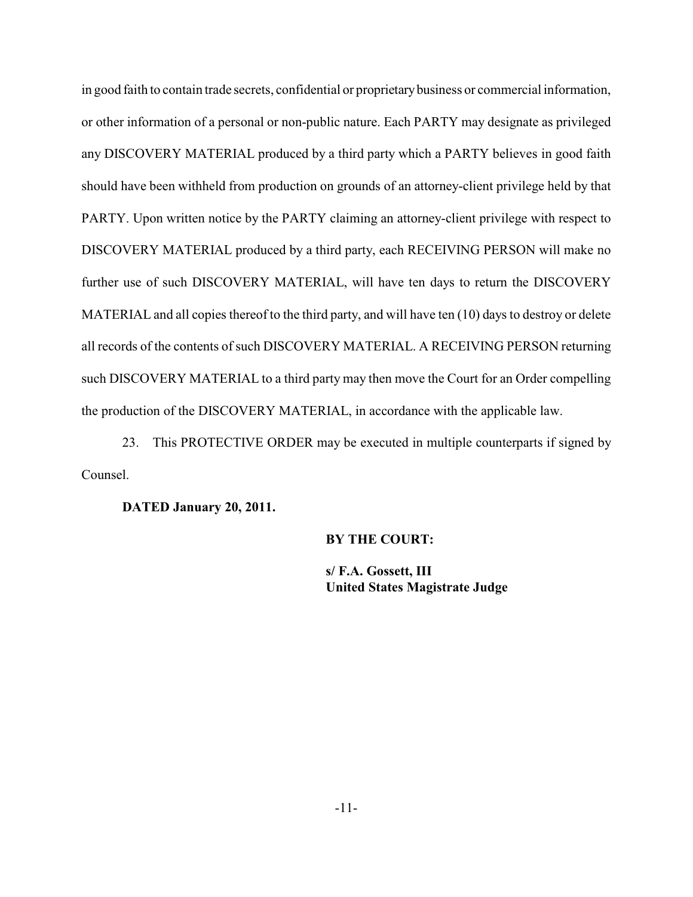in good faith to contain trade secrets, confidential or proprietary business or commercial information, or other information of a personal or non-public nature. Each PARTY may designate as privileged any DISCOVERY MATERIAL produced by a third party which a PARTY believes in good faith should have been withheld from production on grounds of an attorney-client privilege held by that PARTY. Upon written notice by the PARTY claiming an attorney-client privilege with respect to DISCOVERY MATERIAL produced by a third party, each RECEIVING PERSON will make no further use of such DISCOVERY MATERIAL, will have ten days to return the DISCOVERY MATERIAL and all copies thereof to the third party, and will have ten (10) days to destroy or delete all records of the contents of such DISCOVERY MATERIAL. A RECEIVING PERSON returning such DISCOVERY MATERIAL to a third party may then move the Court for an Order compelling the production of the DISCOVERY MATERIAL, in accordance with the applicable law.

23. This PROTECTIVE ORDER may be executed in multiple counterparts if signed by Counsel.

**DATED January 20, 2011.**

**BY THE COURT:**

**s/ F.A. Gossett, III**
**United States Magistrate Judge**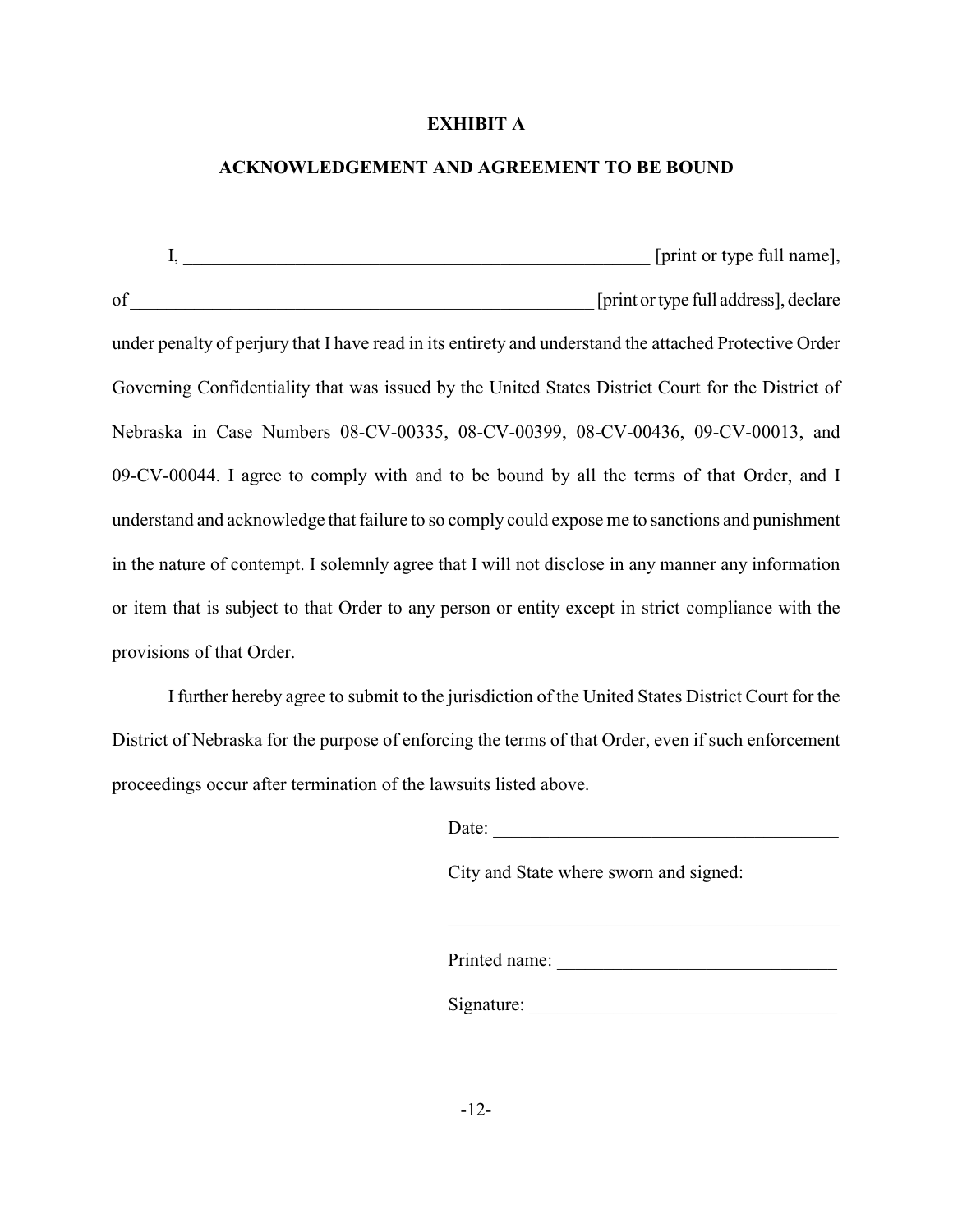**EXHIBIT A**

**ACKNOWLEDGEMENT AND AGREEMENT TO BE BOUND**

I, _____________________________________________________ [print or type full name], of _____________________________________________________ [print or type full address], declare under penalty of perjury that I have read in its entirety and understand the attached Protective Order Governing Confidentiality that was issued by the United States District Court for the District of Nebraska in Case Numbers 08-CV-00335, 08-CV-00399, 08-CV-00436, 09-CV-00013, and 09-CV-00044. I agree to comply with and to be bound by all the terms of that Order, and I understand and acknowledge that failure to so comply could expose me to sanctions and punishment in the nature of contempt. I solemnly agree that I will not disclose in any manner any information or item that is subject to that Order to any person or entity except in strict compliance with the provisions of that Order.

I further hereby agree to submit to the jurisdiction of the United States District Court for the District of Nebraska for the purpose of enforcing the terms of that Order, even if such enforcement proceedings occur after termination of the lawsuits listed above.

Date: ______________________________________

City and State where sworn and signed:

____________________________________________

Printed name: ______________________________

Signature: _________________________________